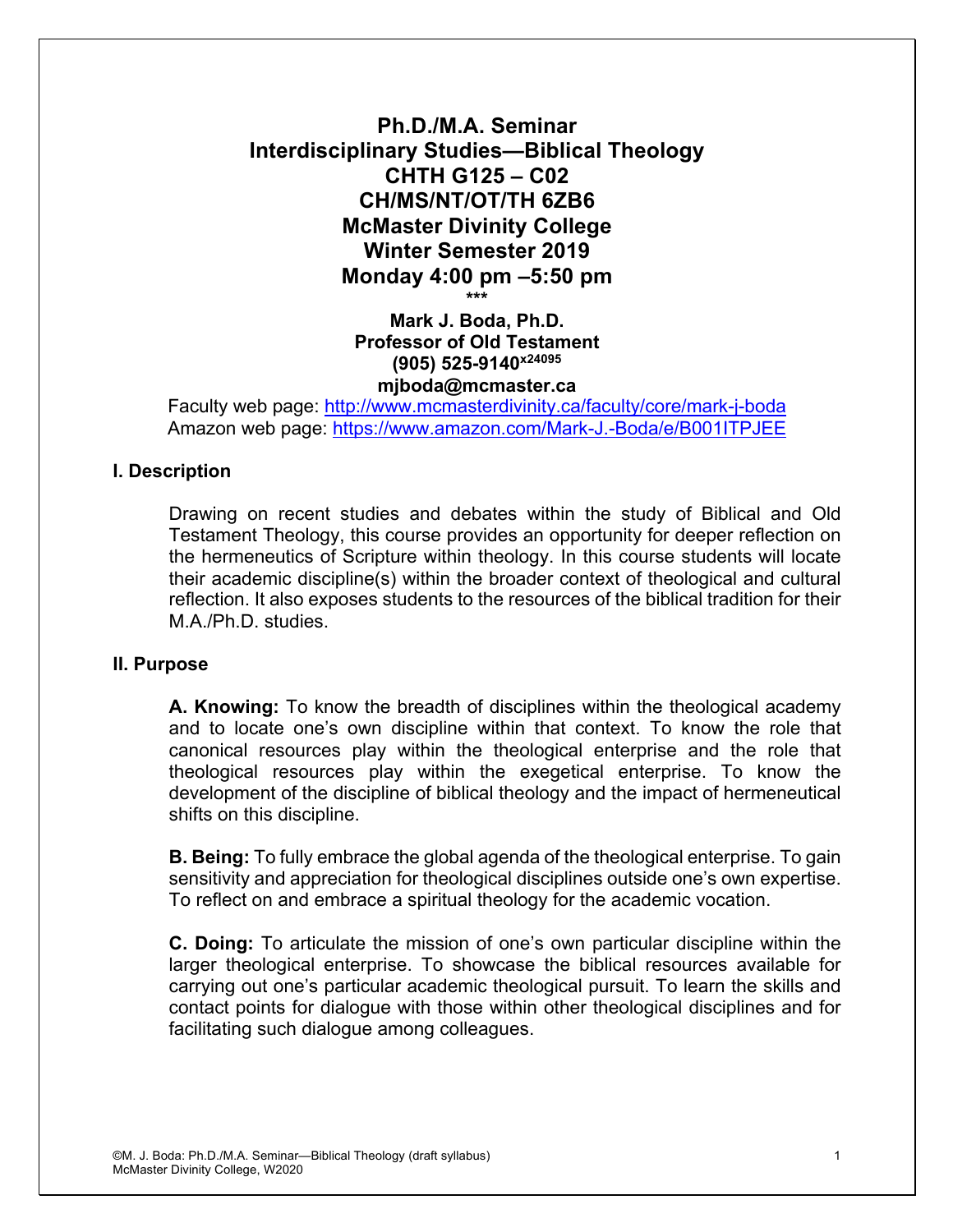# Ph.D./M.A. Seminar
# Interdisciplinary Studies—Biblical Theology
# CHTH G125 – C02
# CH/MS/NT/OT/TH 6ZB6
# McMaster Divinity College
# Winter Semester 2019
# Monday 4:00 pm –5:50 pm

\*\*\*

**Mark J. Boda, Ph.D.**
**Professor of Old Testament**
**(905) 525-9140 x24095**
**mjboda@mcmaster.ca**

Faculty web page: http://www.mcmasterdivinity.ca/faculty/core/mark-j-boda
Amazon web page: https://www.amazon.com/Mark-J.-Boda/e/B001ITPJEE

## I. Description

Drawing on recent studies and debates within the study of Biblical and Old Testament Theology, this course provides an opportunity for deeper reflection on the hermeneutics of Scripture within theology. In this course students will locate their academic discipline(s) within the broader context of theological and cultural reflection. It also exposes students to the resources of the biblical tradition for their M.A./Ph.D. studies.

## II. Purpose

**A. Knowing:** To know the breadth of disciplines within the theological academy and to locate one's own discipline within that context. To know the role that canonical resources play within the theological enterprise and the role that theological resources play within the exegetical enterprise. To know the development of the discipline of biblical theology and the impact of hermeneutical shifts on this discipline.

**B. Being:** To fully embrace the global agenda of the theological enterprise. To gain sensitivity and appreciation for theological disciplines outside one's own expertise. To reflect on and embrace a spiritual theology for the academic vocation.

**C. Doing:** To articulate the mission of one's own particular discipline within the larger theological enterprise. To showcase the biblical resources available for carrying out one's particular academic theological pursuit. To learn the skills and contact points for dialogue with those within other theological disciplines and for facilitating such dialogue among colleagues.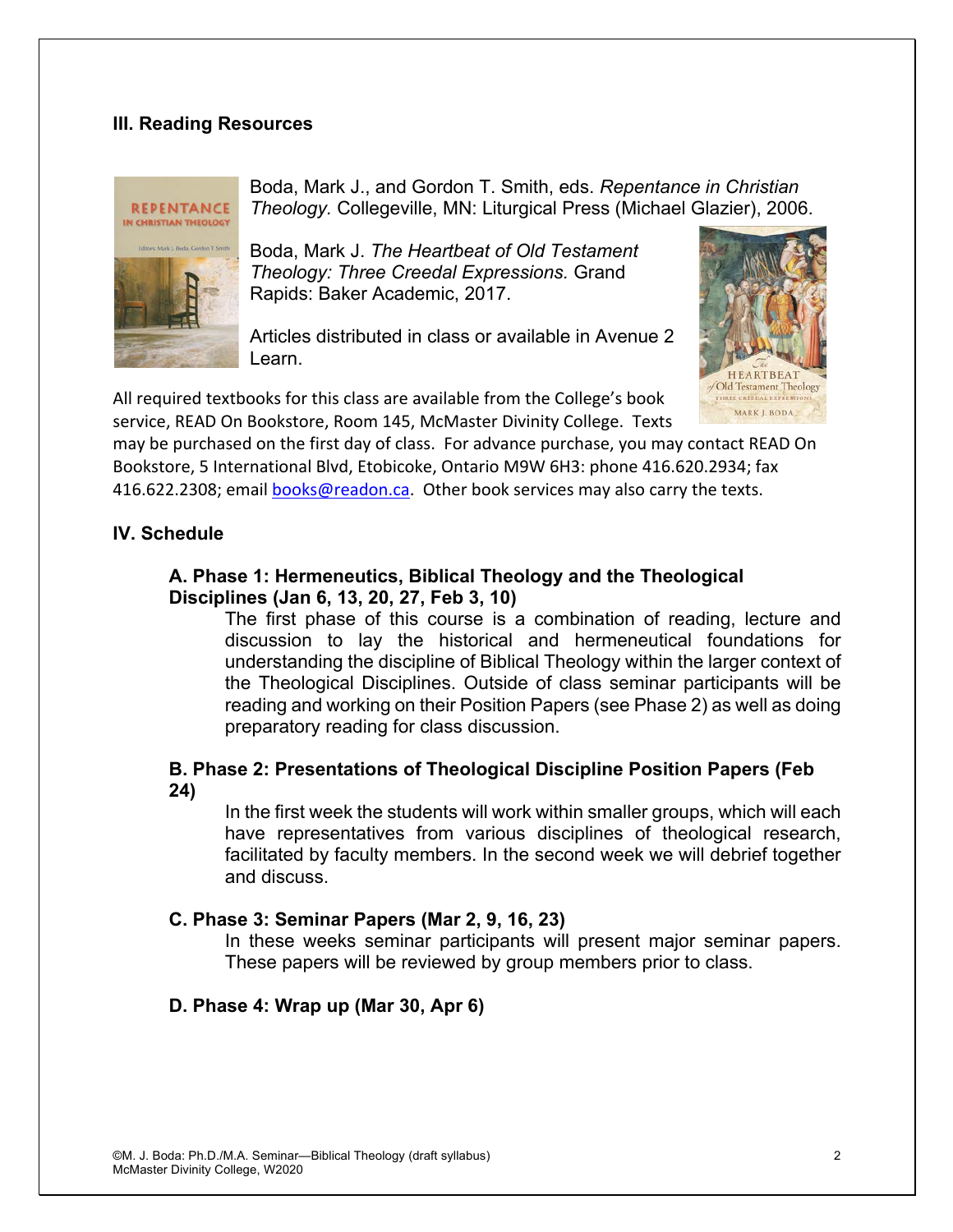## III. Reading Resources

Boda, Mark J., and Gordon T. Smith, eds. *Repentance in Christian Theology.* Collegeville, MN: Liturgical Press (Michael Glazier), 2006.

Boda, Mark J. *The Heartbeat of Old Testament Theology: Three Creedal Expressions.* Grand Rapids: Baker Academic, 2017.

Articles distributed in class or available in Avenue 2 Learn.

All required textbooks for this class are available from the College's book service, READ On Bookstore, Room 145, McMaster Divinity College. Texts may be purchased on the first day of class. For advance purchase, you may contact READ On Bookstore, 5 International Blvd, Etobicoke, Ontario M9W 6H3: phone 416.620.2934; fax 416.622.2308; email books@readon.ca. Other book services may also carry the texts.

## IV. Schedule

### A. Phase 1: Hermeneutics, Biblical Theology and the Theological Disciplines (Jan 6, 13, 20, 27, Feb 3, 10)

The first phase of this course is a combination of reading, lecture and discussion to lay the historical and hermeneutical foundations for understanding the discipline of Biblical Theology within the larger context of the Theological Disciplines. Outside of class seminar participants will be reading and working on their Position Papers (see Phase 2) as well as doing preparatory reading for class discussion.

### B. Phase 2: Presentations of Theological Discipline Position Papers (Feb 24)

In the first week the students will work within smaller groups, which will each have representatives from various disciplines of theological research, facilitated by faculty members. In the second week we will debrief together and discuss.

### C. Phase 3: Seminar Papers (Mar 2, 9, 16, 23)

In these weeks seminar participants will present major seminar papers. These papers will be reviewed by group members prior to class.

### D. Phase 4: Wrap up (Mar 30, Apr 6)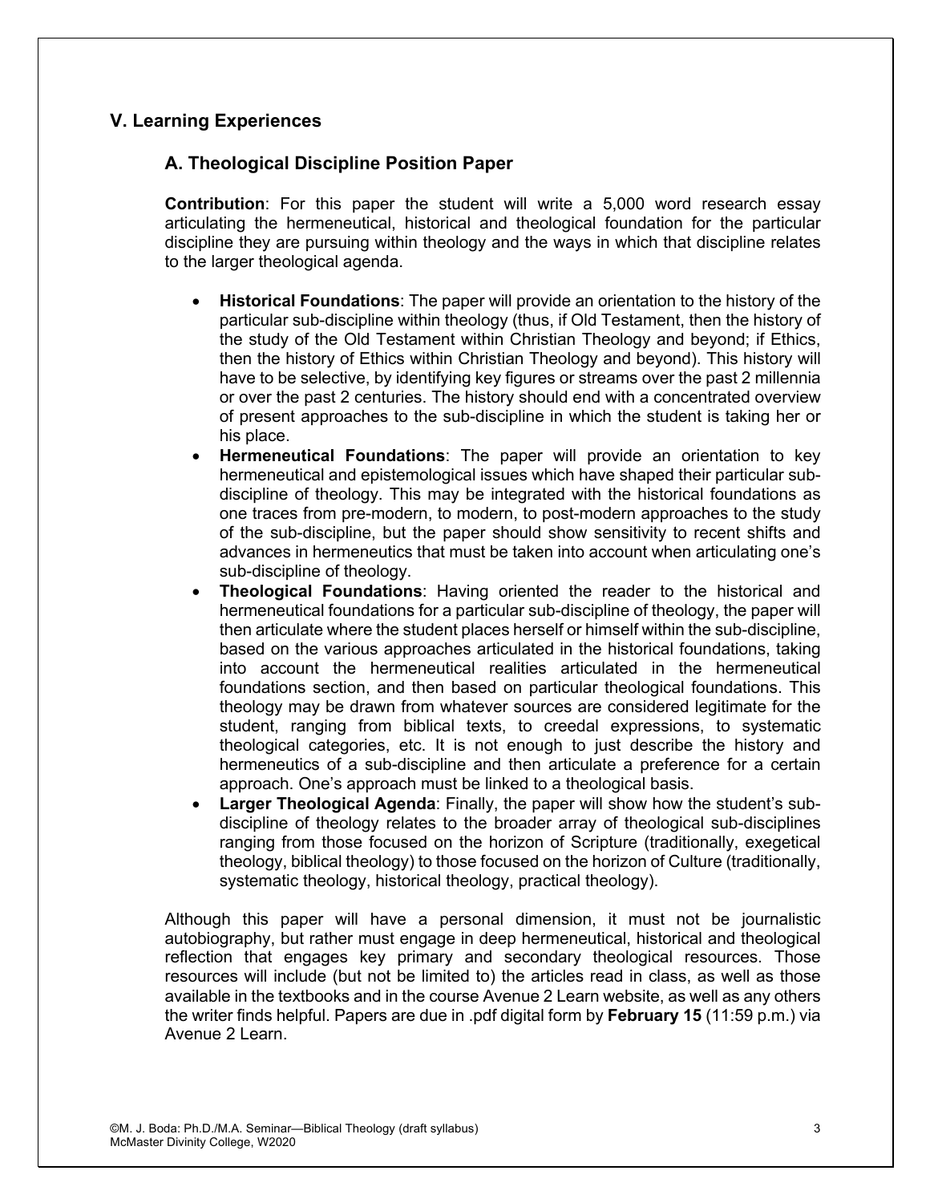## V. Learning Experiences

### A. Theological Discipline Position Paper

**Contribution**: For this paper the student will write a 5,000 word research essay articulating the hermeneutical, historical and theological foundation for the particular discipline they are pursuing within theology and the ways in which that discipline relates to the larger theological agenda.

- **Historical Foundations**: The paper will provide an orientation to the history of the particular sub-discipline within theology (thus, if Old Testament, then the history of the study of the Old Testament within Christian Theology and beyond; if Ethics, then the history of Ethics within Christian Theology and beyond). This history will have to be selective, by identifying key figures or streams over the past 2 millennia or over the past 2 centuries. The history should end with a concentrated overview of present approaches to the sub-discipline in which the student is taking her or his place.
- **Hermeneutical Foundations**: The paper will provide an orientation to key hermeneutical and epistemological issues which have shaped their particular sub-discipline of theology. This may be integrated with the historical foundations as one traces from pre-modern, to modern, to post-modern approaches to the study of the sub-discipline, but the paper should show sensitivity to recent shifts and advances in hermeneutics that must be taken into account when articulating one's sub-discipline of theology.
- **Theological Foundations**: Having oriented the reader to the historical and hermeneutical foundations for a particular sub-discipline of theology, the paper will then articulate where the student places herself or himself within the sub-discipline, based on the various approaches articulated in the historical foundations, taking into account the hermeneutical realities articulated in the hermeneutical foundations section, and then based on particular theological foundations. This theology may be drawn from whatever sources are considered legitimate for the student, ranging from biblical texts, to creedal expressions, to systematic theological categories, etc. It is not enough to just describe the history and hermeneutics of a sub-discipline and then articulate a preference for a certain approach. One's approach must be linked to a theological basis.
- **Larger Theological Agenda**: Finally, the paper will show how the student's sub-discipline of theology relates to the broader array of theological sub-disciplines ranging from those focused on the horizon of Scripture (traditionally, exegetical theology, biblical theology) to those focused on the horizon of Culture (traditionally, systematic theology, historical theology, practical theology).

Although this paper will have a personal dimension, it must not be journalistic autobiography, but rather must engage in deep hermeneutical, historical and theological reflection that engages key primary and secondary theological resources. Those resources will include (but not be limited to) the articles read in class, as well as those available in the textbooks and in the course Avenue 2 Learn website, as well as any others the writer finds helpful. Papers are due in .pdf digital form by **February 15** (11:59 p.m.) via Avenue 2 Learn.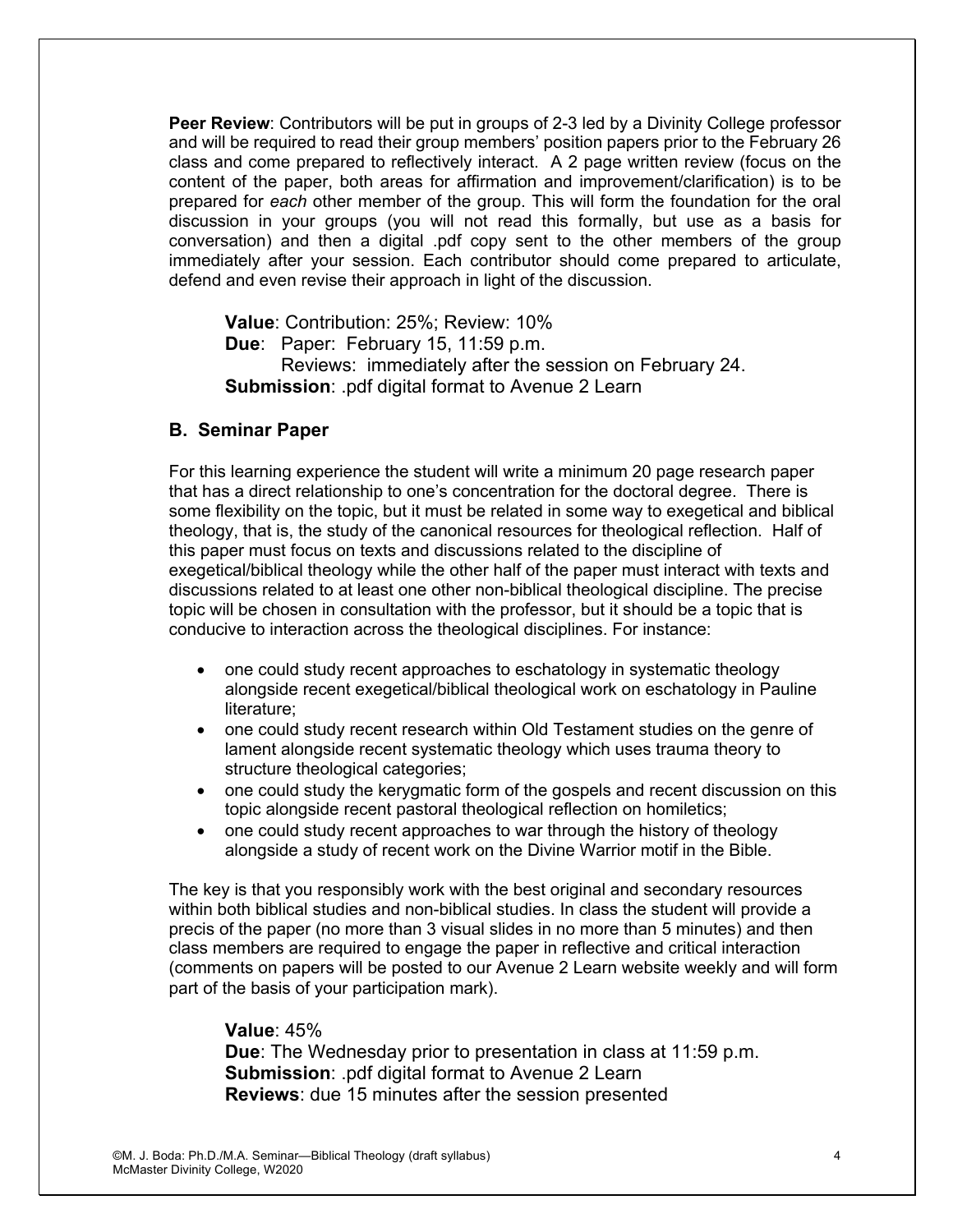**Peer Review**: Contributors will be put in groups of 2-3 led by a Divinity College professor and will be required to read their group members' position papers prior to the February 26 class and come prepared to reflectively interact. A 2 page written review (focus on the content of the paper, both areas for affirmation and improvement/clarification) is to be prepared for *each* other member of the group. This will form the foundation for the oral discussion in your groups (you will not read this formally, but use as a basis for conversation) and then a digital .pdf copy sent to the other members of the group immediately after your session. Each contributor should come prepared to articulate, defend and even revise their approach in light of the discussion.

**Value**: Contribution: 25%; Review: 10%
**Due**: Paper: February 15, 11:59 p.m.
Reviews: immediately after the session on February 24.
**Submission**: .pdf digital format to Avenue 2 Learn

### B. Seminar Paper

For this learning experience the student will write a minimum 20 page research paper that has a direct relationship to one's concentration for the doctoral degree. There is some flexibility on the topic, but it must be related in some way to exegetical and biblical theology, that is, the study of the canonical resources for theological reflection. Half of this paper must focus on texts and discussions related to the discipline of exegetical/biblical theology while the other half of the paper must interact with texts and discussions related to at least one other non-biblical theological discipline. The precise topic will be chosen in consultation with the professor, but it should be a topic that is conducive to interaction across the theological disciplines. For instance:

- one could study recent approaches to eschatology in systematic theology alongside recent exegetical/biblical theological work on eschatology in Pauline literature;
- one could study recent research within Old Testament studies on the genre of lament alongside recent systematic theology which uses trauma theory to structure theological categories;
- one could study the kerygmatic form of the gospels and recent discussion on this topic alongside recent pastoral theological reflection on homiletics;
- one could study recent approaches to war through the history of theology alongside a study of recent work on the Divine Warrior motif in the Bible.

The key is that you responsibly work with the best original and secondary resources within both biblical studies and non-biblical studies. In class the student will provide a precis of the paper (no more than 3 visual slides in no more than 5 minutes) and then class members are required to engage the paper in reflective and critical interaction (comments on papers will be posted to our Avenue 2 Learn website weekly and will form part of the basis of your participation mark).

**Value**: 45%
**Due**: The Wednesday prior to presentation in class at 11:59 p.m.
**Submission**: .pdf digital format to Avenue 2 Learn
**Reviews**: due 15 minutes after the session presented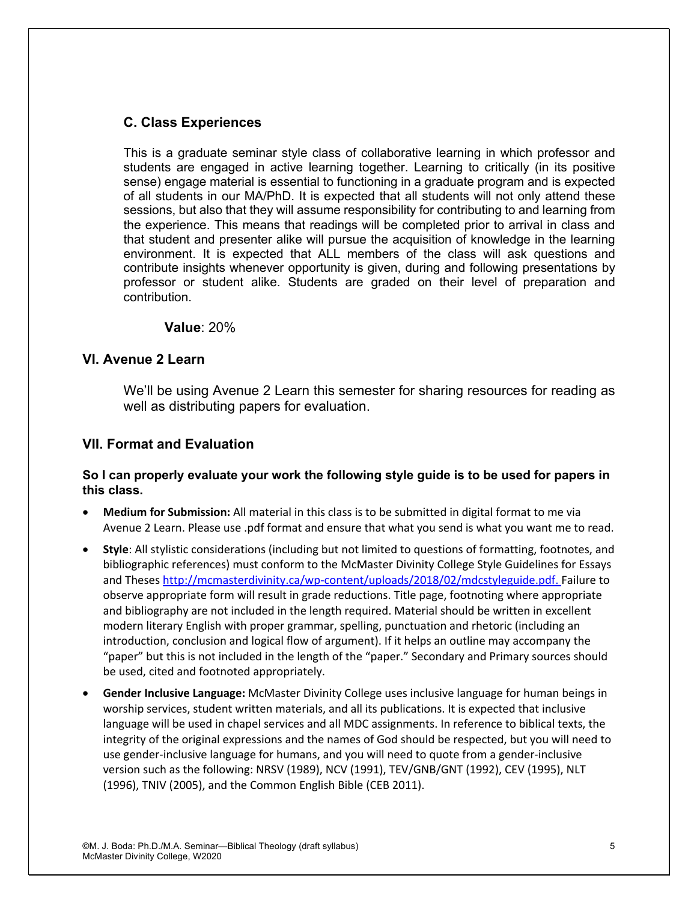### C. Class Experiences

This is a graduate seminar style class of collaborative learning in which professor and students are engaged in active learning together. Learning to critically (in its positive sense) engage material is essential to functioning in a graduate program and is expected of all students in our MA/PhD. It is expected that all students will not only attend these sessions, but also that they will assume responsibility for contributing to and learning from the experience. This means that readings will be completed prior to arrival in class and that student and presenter alike will pursue the acquisition of knowledge in the learning environment. It is expected that ALL members of the class will ask questions and contribute insights whenever opportunity is given, during and following presentations by professor or student alike. Students are graded on their level of preparation and contribution.

**Value**: 20%

## VI. Avenue 2 Learn

We'll be using Avenue 2 Learn this semester for sharing resources for reading as well as distributing papers for evaluation.

## VII. Format and Evaluation

**So I can properly evaluate your work the following style guide is to be used for papers in this class.**

- **Medium for Submission:** All material in this class is to be submitted in digital format to me via Avenue 2 Learn. Please use .pdf format and ensure that what you send is what you want me to read.
- **Style**: All stylistic considerations (including but not limited to questions of formatting, footnotes, and bibliographic references) must conform to the McMaster Divinity College Style Guidelines for Essays and Theses http://mcmasterdivinity.ca/wp-content/uploads/2018/02/mdcstyleguide.pdf. Failure to observe appropriate form will result in grade reductions. Title page, footnoting where appropriate and bibliography are not included in the length required. Material should be written in excellent modern literary English with proper grammar, spelling, punctuation and rhetoric (including an introduction, conclusion and logical flow of argument). If it helps an outline may accompany the "paper" but this is not included in the length of the "paper." Secondary and Primary sources should be used, cited and footnoted appropriately.
- **Gender Inclusive Language:** McMaster Divinity College uses inclusive language for human beings in worship services, student written materials, and all its publications. It is expected that inclusive language will be used in chapel services and all MDC assignments. In reference to biblical texts, the integrity of the original expressions and the names of God should be respected, but you will need to use gender-inclusive language for humans, and you will need to quote from a gender-inclusive version such as the following: NRSV (1989), NCV (1991), TEV/GNB/GNT (1992), CEV (1995), NLT (1996), TNIV (2005), and the Common English Bible (CEB 2011).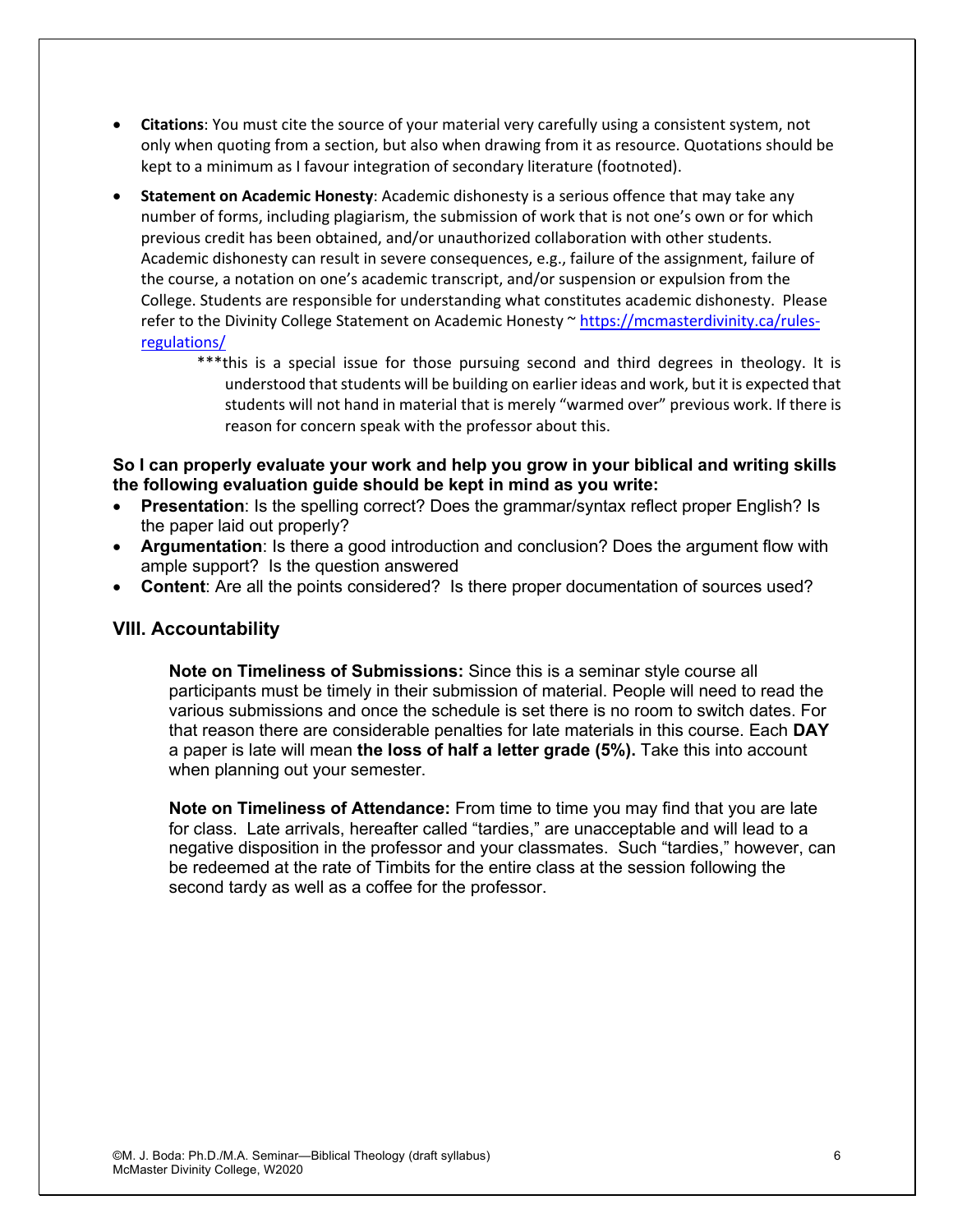- **Citations**: You must cite the source of your material very carefully using a consistent system, not only when quoting from a section, but also when drawing from it as resource. Quotations should be kept to a minimum as I favour integration of secondary literature (footnoted).
- **Statement on Academic Honesty**: Academic dishonesty is a serious offence that may take any number of forms, including plagiarism, the submission of work that is not one's own or for which previous credit has been obtained, and/or unauthorized collaboration with other students. Academic dishonesty can result in severe consequences, e.g., failure of the assignment, failure of the course, a notation on one's academic transcript, and/or suspension or expulsion from the College. Students are responsible for understanding what constitutes academic dishonesty. Please refer to the Divinity College Statement on Academic Honesty ~ [https://mcmasterdivinity.ca/rules-regulations/](https://mcmasterdivinity.ca/rules-regulations/)

  ***this is a special issue for those pursuing second and third degrees in theology. It is understood that students will be building on earlier ideas and work, but it is expected that students will not hand in material that is merely "warmed over" previous work. If there is reason for concern speak with the professor about this.

**So I can properly evaluate your work and help you grow in your biblical and writing skills the following evaluation guide should be kept in mind as you write:**

- **Presentation**: Is the spelling correct? Does the grammar/syntax reflect proper English? Is the paper laid out properly?
- **Argumentation**: Is there a good introduction and conclusion? Does the argument flow with ample support? Is the question answered
- **Content**: Are all the points considered? Is there proper documentation of sources used?

## VIII. Accountability

**Note on Timeliness of Submissions:** Since this is a seminar style course all participants must be timely in their submission of material. People will need to read the various submissions and once the schedule is set there is no room to switch dates. For that reason there are considerable penalties for late materials in this course. Each **DAY** a paper is late will mean **the loss of half a letter grade (5%).** Take this into account when planning out your semester.

**Note on Timeliness of Attendance:** From time to time you may find that you are late for class. Late arrivals, hereafter called "tardies," are unacceptable and will lead to a negative disposition in the professor and your classmates. Such "tardies," however, can be redeemed at the rate of Timbits for the entire class at the session following the second tardy as well as a coffee for the professor.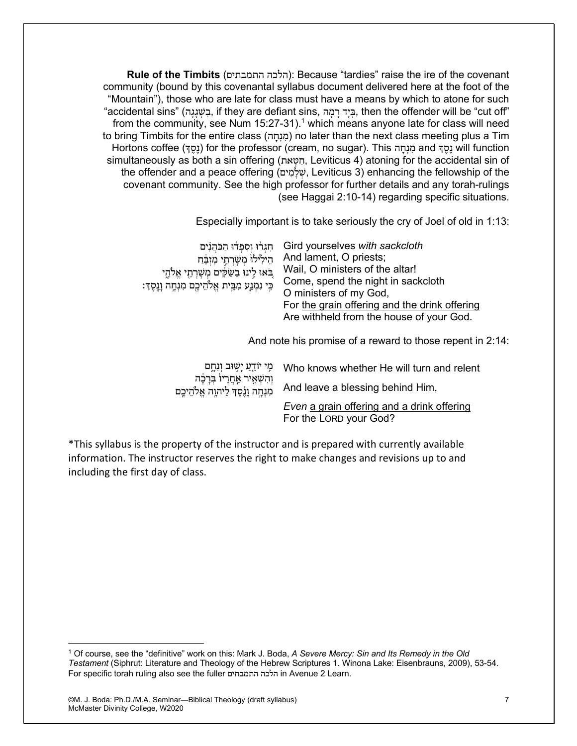**Rule of the Timbits** (הלכה התמבתים): Because "tardies" raise the ire of the covenant community (bound by this covenantal syllabus document delivered here at the foot of the "Mountain"), those who are late for class must have a means by which to atone for such "accidental sins" (בִּשְׁגָגָה, if they are defiant sins, בְּיָד רָמָה, then the offender will be "cut off" from the community, see Num 15:27-31).[1] which means anyone late for class will need to bring Timbits for the entire class (מִנְחָה) no later than the next class meeting plus a Tim Hortons coffee (נֶסֶךְ) for the professor (cream, no sugar). This מִנְחָה and נֶסֶךְ will function simultaneously as both a sin offering (חַטָּאת, Leviticus 4) atoning for the accidental sin of the offender and a peace offering (שְׁלָמִים, Leviticus 3) enhancing the fellowship of the covenant community. See the high professor for further details and any torah-rulings (see Haggai 2:10-14) regarding specific situations.

Especially important is to take seriously the cry of Joel of old in 1:13:

| | |
|---|---|
| חִגְרוּ וְסִפְדוּ הַכֹּהֲנִים<br>הֵילִילוּ מְשָׁרְתֵי מִזְבֵּחַ<br>בֹּאוּ לִינוּ בַשַּׂקִּים מְשָׁרְתֵי אֱלֹהָי<br>כִּי נִמְנַע מִבֵּית אֱלֹהֵיכֶם מִנְחָה וָנָסֶךְ׃ | Gird yourselves *with sackcloth*<br>And lament, O priests;<br>Wail, O ministers of the altar!<br>Come, spend the night in sackcloth<br>O ministers of my God,<br>For the grain offering and the drink offering<br>Are withheld from the house of your God. |

And note his promise of a reward to those repent in 2:14:

| | |
|---|---|
| מִי יוֹדֵעַ יָשׁוּב וְנִחָם<br>וְהִשְׁאִיר אַחֲרָיו בְּרָכָה<br>מִנְחָה וָנֶסֶךְ לַיהוָה אֱלֹהֵיכֶם | Who knows whether He will turn and relent<br>And leave a blessing behind Him,<br>*Even* a grain offering and a drink offering<br>For the LORD your God? |

*This syllabus is the property of the instructor and is prepared with currently available information. The instructor reserves the right to make changes and revisions up to and including the first day of class.

[1] Of course, see the "definitive" work on this: Mark J. Boda, *A Severe Mercy: Sin and Its Remedy in the Old Testament* (Siphrut: Literature and Theology of the Hebrew Scriptures 1. Winona Lake: Eisenbrauns, 2009), 53-54. For specific torah ruling also see the fuller הלכה התמבתים in Avenue 2 Learn.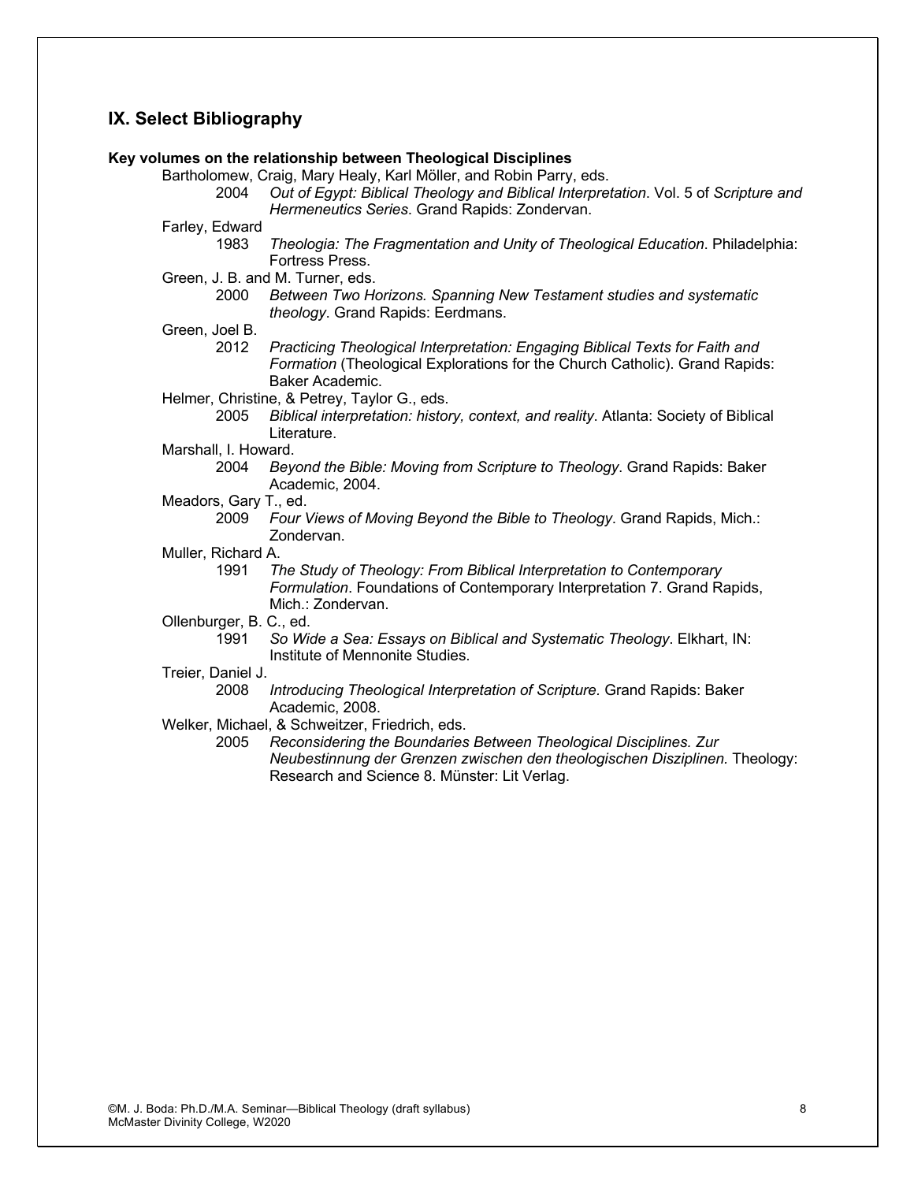## IX. Select Bibliography

**Key volumes on the relationship between Theological Disciplines**

Bartholomew, Craig, Mary Healy, Karl Möller, and Robin Parry, eds.
2004 *Out of Egypt: Biblical Theology and Biblical Interpretation*. Vol. 5 of *Scripture and Hermeneutics Series*. Grand Rapids: Zondervan.

Farley, Edward
1983 *Theologia: The Fragmentation and Unity of Theological Education.* Philadelphia: Fortress Press.

Green, J. B. and M. Turner, eds.
2000 *Between Two Horizons. Spanning New Testament studies and systematic theology*. Grand Rapids: Eerdmans.

Green, Joel B.
2012 *Practicing Theological Interpretation: Engaging Biblical Texts for Faith and Formation* (Theological Explorations for the Church Catholic). Grand Rapids: Baker Academic.

Helmer, Christine, & Petrey, Taylor G., eds.
2005 *Biblical interpretation: history, context, and reality*. Atlanta: Society of Biblical Literature.

Marshall, I. Howard.
2004 *Beyond the Bible: Moving from Scripture to Theology*. Grand Rapids: Baker Academic, 2004.

Meadors, Gary T., ed.
2009 *Four Views of Moving Beyond the Bible to Theology*. Grand Rapids, Mich.: Zondervan.

Muller, Richard A.
1991 *The Study of Theology: From Biblical Interpretation to Contemporary Formulation*. Foundations of Contemporary Interpretation 7. Grand Rapids, Mich.: Zondervan.

Ollenburger, B. C., ed.
1991 *So Wide a Sea: Essays on Biblical and Systematic Theology*. Elkhart, IN: Institute of Mennonite Studies.

Treier, Daniel J.
2008 *Introducing Theological Interpretation of Scripture.* Grand Rapids: Baker Academic, 2008.

Welker, Michael, & Schweitzer, Friedrich, eds.
2005 *Reconsidering the Boundaries Between Theological Disciplines. Zur Neubestinnung der Grenzen zwischen den theologischen Disziplinen.* Theology: Research and Science 8. Münster: Lit Verlag.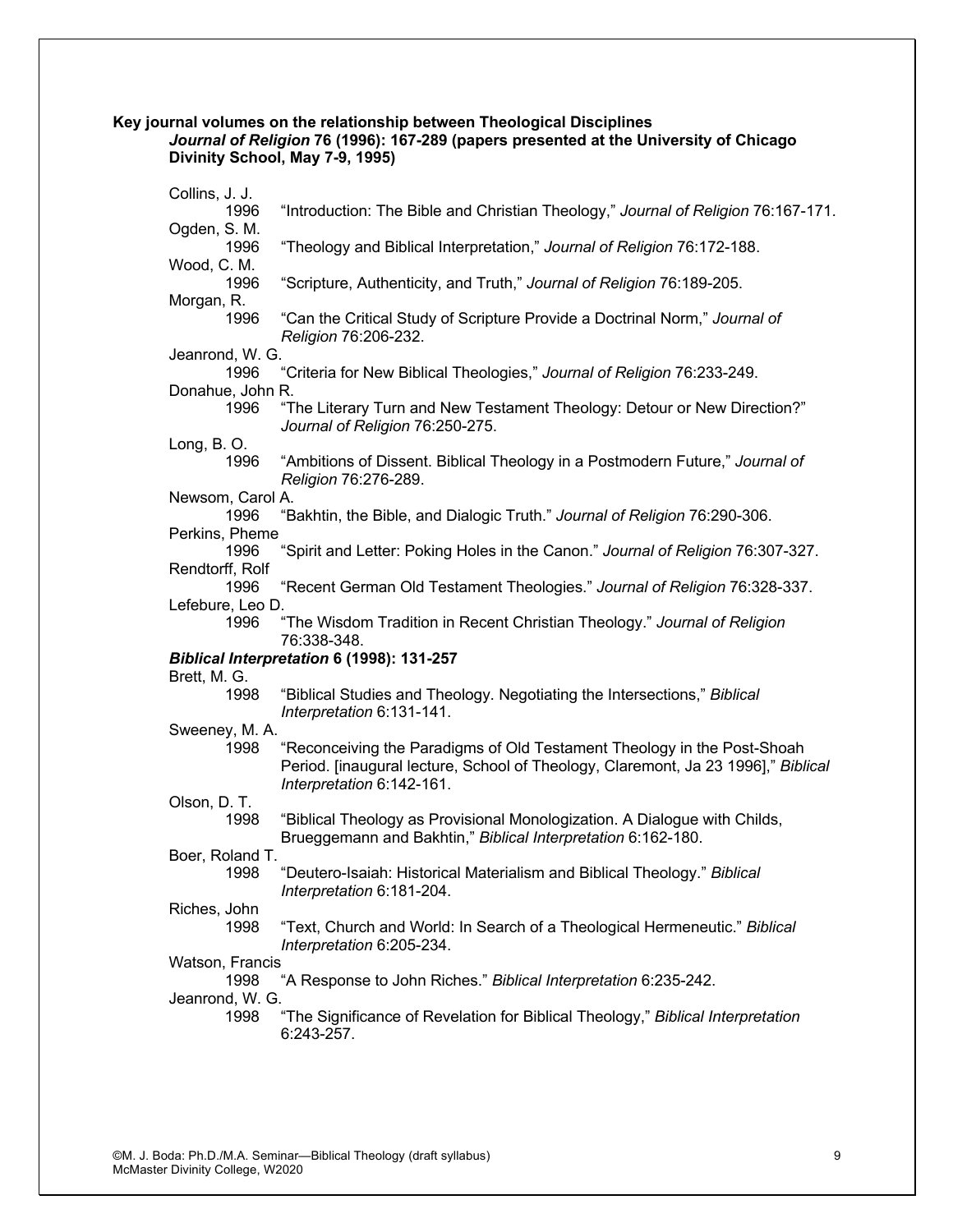**Key journal volumes on the relationship between Theological Disciplines**

***Journal of Religion* 76 (1996): 167-289 (papers presented at the University of Chicago Divinity School, May 7-9, 1995)**

Collins, J. J.
1996 "Introduction: The Bible and Christian Theology," *Journal of Religion* 76:167-171.

Ogden, S. M.
1996 "Theology and Biblical Interpretation," *Journal of Religion* 76:172-188.

Wood, C. M.
1996 "Scripture, Authenticity, and Truth," *Journal of Religion* 76:189-205.

Morgan, R.
1996 "Can the Critical Study of Scripture Provide a Doctrinal Norm," *Journal of Religion* 76:206-232.

Jeanrond, W. G.
1996 "Criteria for New Biblical Theologies," *Journal of Religion* 76:233-249.

Donahue, John R.
1996 "The Literary Turn and New Testament Theology: Detour or New Direction?" *Journal of Religion* 76:250-275.

Long, B. O.
1996 "Ambitions of Dissent. Biblical Theology in a Postmodern Future," *Journal of Religion* 76:276-289.

Newsom, Carol A.
1996 "Bakhtin, the Bible, and Dialogic Truth." *Journal of Religion* 76:290-306.

Perkins, Pheme
1996 "Spirit and Letter: Poking Holes in the Canon." *Journal of Religion* 76:307-327.

Rendtorff, Rolf
1996 "Recent German Old Testament Theologies." *Journal of Religion* 76:328-337.

Lefebure, Leo D.
1996 "The Wisdom Tradition in Recent Christian Theology." *Journal of Religion* 76:338-348.

***Biblical Interpretation* 6 (1998): 131-257**

Brett, M. G.
1998 "Biblical Studies and Theology. Negotiating the Intersections," *Biblical Interpretation* 6:131-141.

Sweeney, M. A.
1998 "Reconceiving the Paradigms of Old Testament Theology in the Post-Shoah Period. [inaugural lecture, School of Theology, Claremont, Ja 23 1996]," *Biblical Interpretation* 6:142-161.

Olson, D. T.
1998 "Biblical Theology as Provisional Monologization. A Dialogue with Childs, Brueggemann and Bakhtin," *Biblical Interpretation* 6:162-180.

Boer, Roland T.
1998 "Deutero-Isaiah: Historical Materialism and Biblical Theology." *Biblical Interpretation* 6:181-204.

Riches, John
1998 "Text, Church and World: In Search of a Theological Hermeneutic." *Biblical Interpretation* 6:205-234.

Watson, Francis
1998 "A Response to John Riches." *Biblical Interpretation* 6:235-242.

Jeanrond, W. G.
1998 "The Significance of Revelation for Biblical Theology," *Biblical Interpretation* 6:243-257.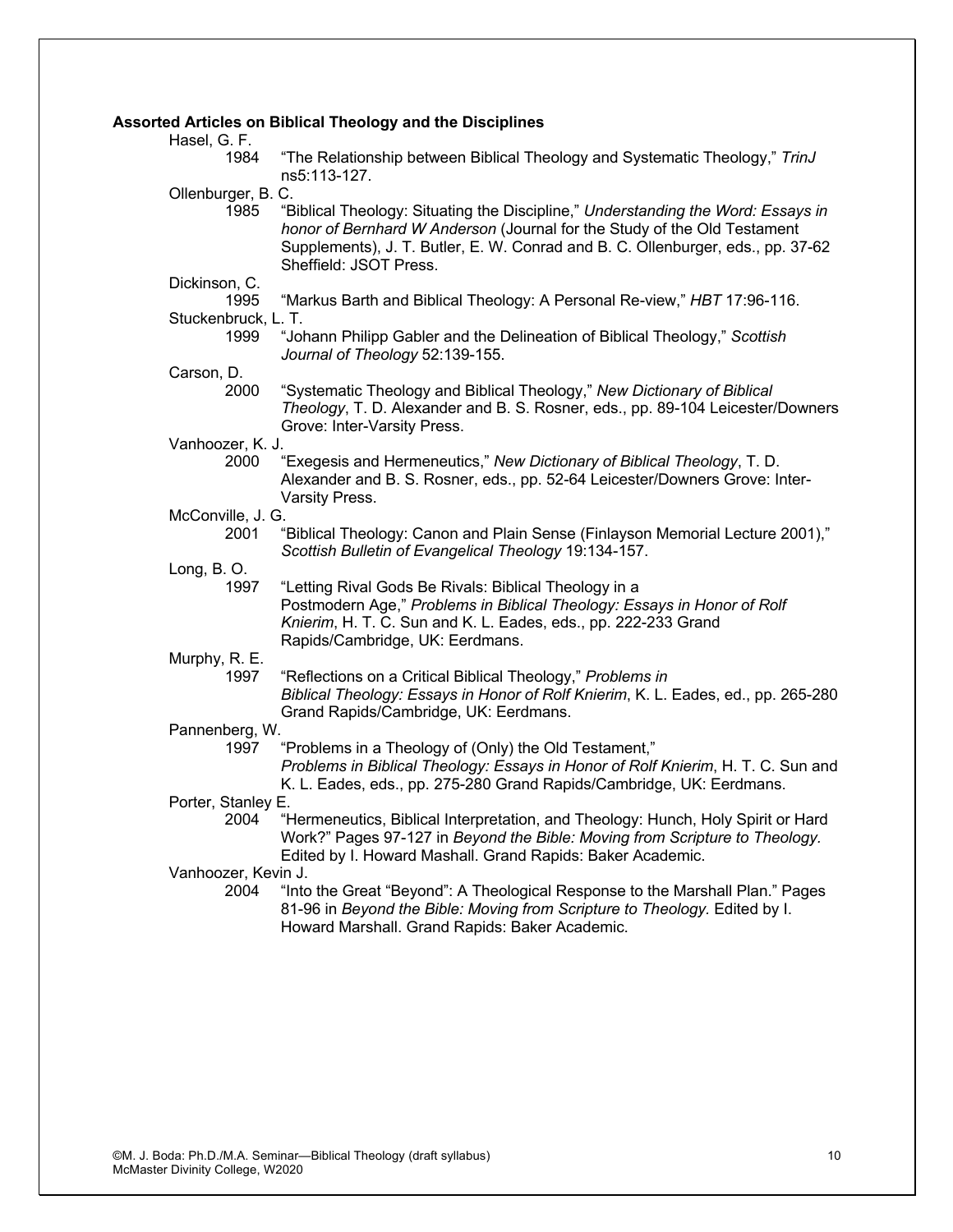**Assorted Articles on Biblical Theology and the Disciplines**

Hasel, G. F.

1984 "The Relationship between Biblical Theology and Systematic Theology," *TrinJ* ns5:113-127.

Ollenburger, B. C.

1985 "Biblical Theology: Situating the Discipline," *Understanding the Word: Essays in honor of Bernhard W Anderson* (Journal for the Study of the Old Testament Supplements), J. T. Butler, E. W. Conrad and B. C. Ollenburger, eds., pp. 37-62 Sheffield: JSOT Press.

Dickinson, C.

1995 "Markus Barth and Biblical Theology: A Personal Re-view," *HBT* 17:96-116.

Stuckenbruck, L. T.

1999 "Johann Philipp Gabler and the Delineation of Biblical Theology," *Scottish Journal of Theology* 52:139-155.

Carson, D.

2000 "Systematic Theology and Biblical Theology," *New Dictionary of Biblical Theology*, T. D. Alexander and B. S. Rosner, eds., pp. 89-104 Leicester/Downers Grove: Inter-Varsity Press.

Vanhoozer, K. J.

2000 "Exegesis and Hermeneutics," *New Dictionary of Biblical Theology*, T. D. Alexander and B. S. Rosner, eds., pp. 52-64 Leicester/Downers Grove: Inter-Varsity Press.

McConville, J. G.

2001 "Biblical Theology: Canon and Plain Sense (Finlayson Memorial Lecture 2001)," *Scottish Bulletin of Evangelical Theology* 19:134-157.

Long, B. O.

1997 "Letting Rival Gods Be Rivals: Biblical Theology in a Postmodern Age," *Problems in Biblical Theology: Essays in Honor of Rolf Knierim*, H. T. C. Sun and K. L. Eades, eds., pp. 222-233 Grand Rapids/Cambridge, UK: Eerdmans.

Murphy, R. E.

1997 "Reflections on a Critical Biblical Theology," *Problems in Biblical Theology: Essays in Honor of Rolf Knierim*, K. L. Eades, ed., pp. 265-280 Grand Rapids/Cambridge, UK: Eerdmans.

Pannenberg, W.

1997 "Problems in a Theology of (Only) the Old Testament," *Problems in Biblical Theology: Essays in Honor of Rolf Knierim*, H. T. C. Sun and K. L. Eades, eds., pp. 275-280 Grand Rapids/Cambridge, UK: Eerdmans.

Porter, Stanley E.

2004 "Hermeneutics, Biblical Interpretation, and Theology: Hunch, Holy Spirit or Hard Work?" Pages 97-127 in *Beyond the Bible: Moving from Scripture to Theology.* Edited by I. Howard Mashall. Grand Rapids: Baker Academic.

Vanhoozer, Kevin J.

2004 "Into the Great "Beyond": A Theological Response to the Marshall Plan." Pages 81-96 in *Beyond the Bible: Moving from Scripture to Theology*. Edited by I. Howard Marshall. Grand Rapids: Baker Academic.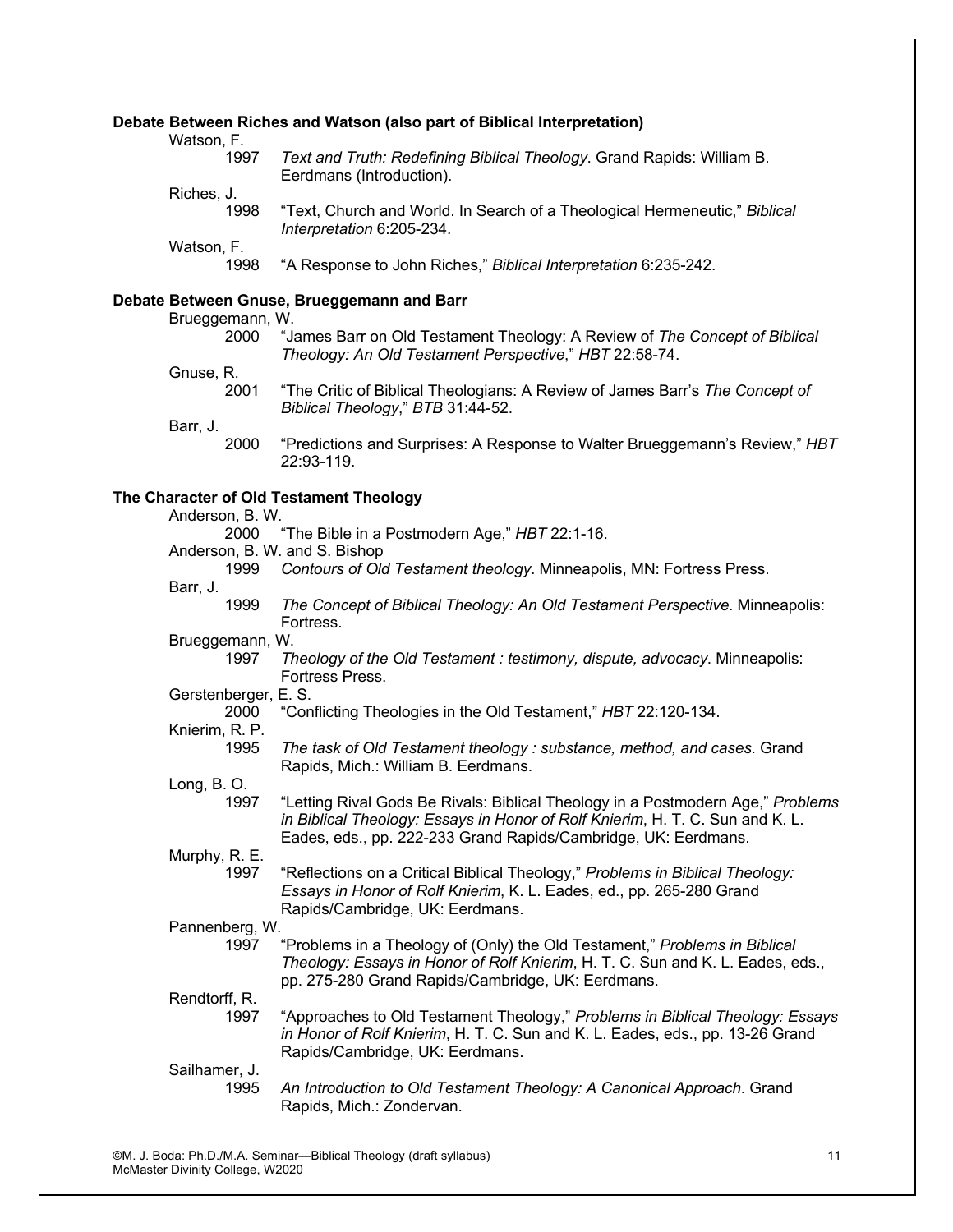**Debate Between Riches and Watson (also part of Biblical Interpretation)**

Watson, F.

1997 *Text and Truth: Redefining Biblical Theology.* Grand Rapids: William B. Eerdmans (Introduction).

Riches, J.

1998 "Text, Church and World. In Search of a Theological Hermeneutic," *Biblical Interpretation* 6:205-234.

Watson, F.

1998 "A Response to John Riches," *Biblical Interpretation* 6:235-242.

**Debate Between Gnuse, Brueggemann and Barr**

Brueggemann, W.

2000 "James Barr on Old Testament Theology: A Review of *The Concept of Biblical Theology: An Old Testament Perspective*," *HBT* 22:58-74.

Gnuse, R.

2001 "The Critic of Biblical Theologians: A Review of James Barr's *The Concept of Biblical Theology*," *BTB* 31:44-52.

Barr, J.

2000 "Predictions and Surprises: A Response to Walter Brueggemann's Review," *HBT* 22:93-119.

**The Character of Old Testament Theology**

Anderson, B. W.

2000 "The Bible in a Postmodern Age," *HBT* 22:1-16.

Anderson, B. W. and S. Bishop

1999 *Contours of Old Testament theology*. Minneapolis, MN: Fortress Press.

Barr, J.

1999 *The Concept of Biblical Theology: An Old Testament Perspective*. Minneapolis: Fortress.

Brueggemann, W.

1997 *Theology of the Old Testament : testimony, dispute, advocacy*. Minneapolis: Fortress Press.

Gerstenberger, E. S.

2000 "Conflicting Theologies in the Old Testament," *HBT* 22:120-134.

Knierim, R. P.

1995 *The task of Old Testament theology : substance, method, and cases*. Grand Rapids, Mich.: William B. Eerdmans.

Long, B. O.

1997 "Letting Rival Gods Be Rivals: Biblical Theology in a Postmodern Age," *Problems in Biblical Theology: Essays in Honor of Rolf Knierim*, H. T. C. Sun and K. L. Eades, eds., pp. 222-233 Grand Rapids/Cambridge, UK: Eerdmans.

Murphy, R. E.

1997 "Reflections on a Critical Biblical Theology," *Problems in Biblical Theology: Essays in Honor of Rolf Knierim*, K. L. Eades, ed., pp. 265-280 Grand Rapids/Cambridge, UK: Eerdmans.

Pannenberg, W.

1997 "Problems in a Theology of (Only) the Old Testament," *Problems in Biblical Theology: Essays in Honor of Rolf Knierim*, H. T. C. Sun and K. L. Eades, eds., pp. 275-280 Grand Rapids/Cambridge, UK: Eerdmans.

Rendtorff, R.

1997 "Approaches to Old Testament Theology," *Problems in Biblical Theology: Essays in Honor of Rolf Knierim*, H. T. C. Sun and K. L. Eades, eds., pp. 13-26 Grand Rapids/Cambridge, UK: Eerdmans.

Sailhamer, J.

1995 *An Introduction to Old Testament Theology: A Canonical Approach*. Grand Rapids, Mich.: Zondervan.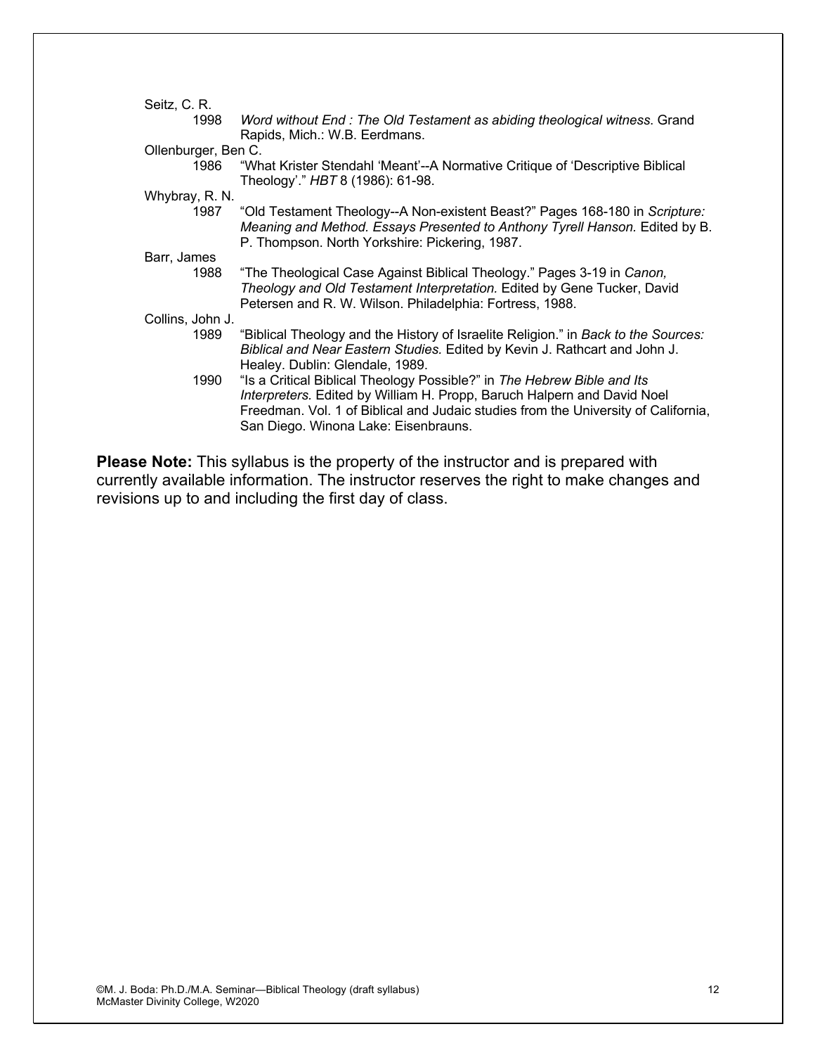Seitz, C. R.

1998 *Word without End : The Old Testament as abiding theological witness*. Grand Rapids, Mich.: W.B. Eerdmans.

Ollenburger, Ben C.

1986 "What Krister Stendahl 'Meant'--A Normative Critique of 'Descriptive Biblical Theology'." *HBT* 8 (1986): 61-98.

Whybray, R. N.

1987 "Old Testament Theology--A Non-existent Beast?" Pages 168-180 in *Scripture: Meaning and Method. Essays Presented to Anthony Tyrell Hanson.* Edited by B. P. Thompson. North Yorkshire: Pickering, 1987.

Barr, James

1988 "The Theological Case Against Biblical Theology." Pages 3-19 in *Canon, Theology and Old Testament Interpretation.* Edited by Gene Tucker, David Petersen and R. W. Wilson. Philadelphia: Fortress, 1988.

Collins, John J.

1989 "Biblical Theology and the History of Israelite Religion." in *Back to the Sources: Biblical and Near Eastern Studies.* Edited by Kevin J. Rathcart and John J. Healey. Dublin: Glendale, 1989.

1990 "Is a Critical Biblical Theology Possible?" in *The Hebrew Bible and Its Interpreters.* Edited by William H. Propp, Baruch Halpern and David Noel Freedman. Vol. 1 of Biblical and Judaic studies from the University of California, San Diego. Winona Lake: Eisenbrauns.

**Please Note:** This syllabus is the property of the instructor and is prepared with currently available information. The instructor reserves the right to make changes and revisions up to and including the first day of class.